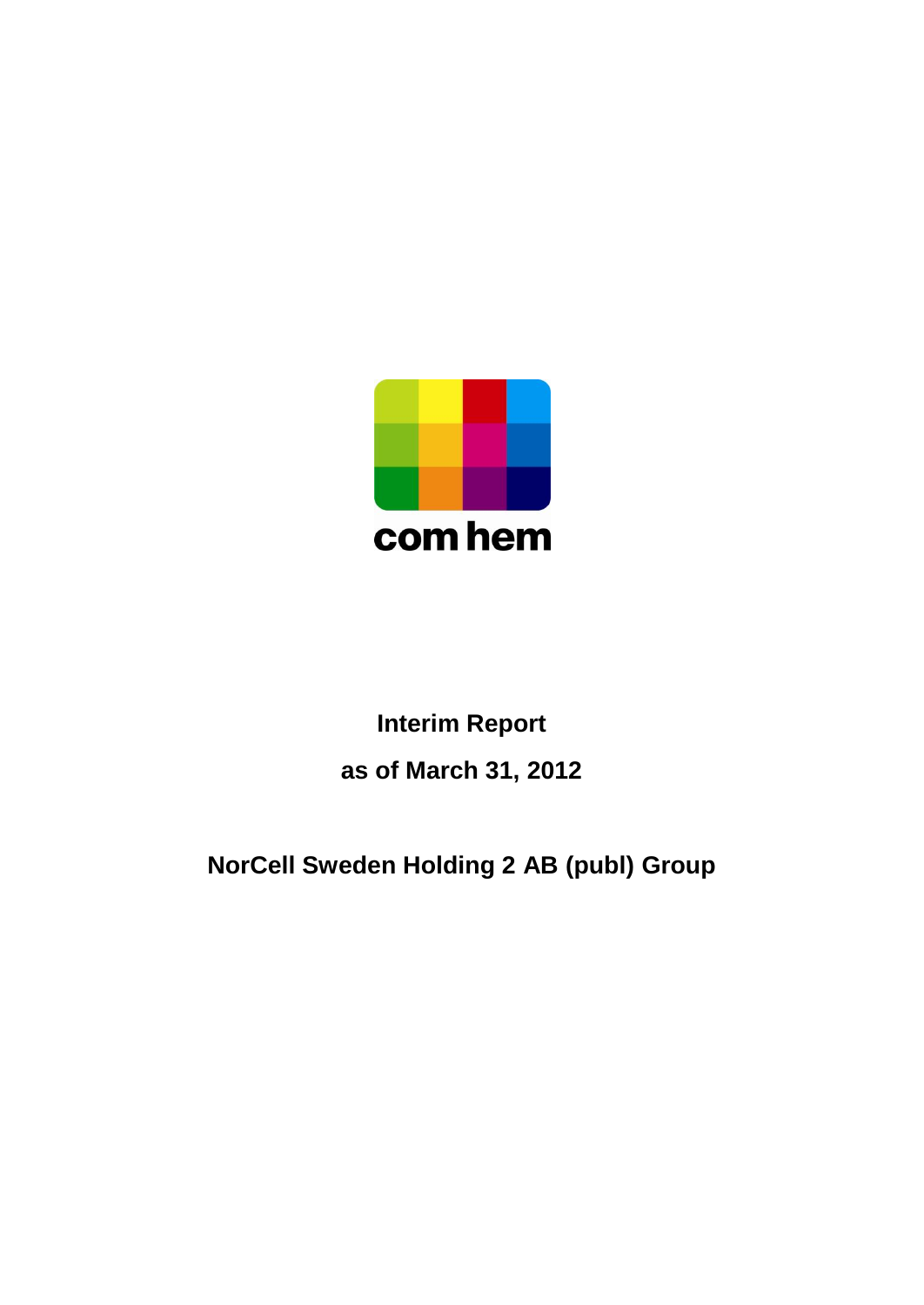com hem

# Interim Report

## as of March 31, 2012

## NorCell Sweden Holding 2 AB (publ) Group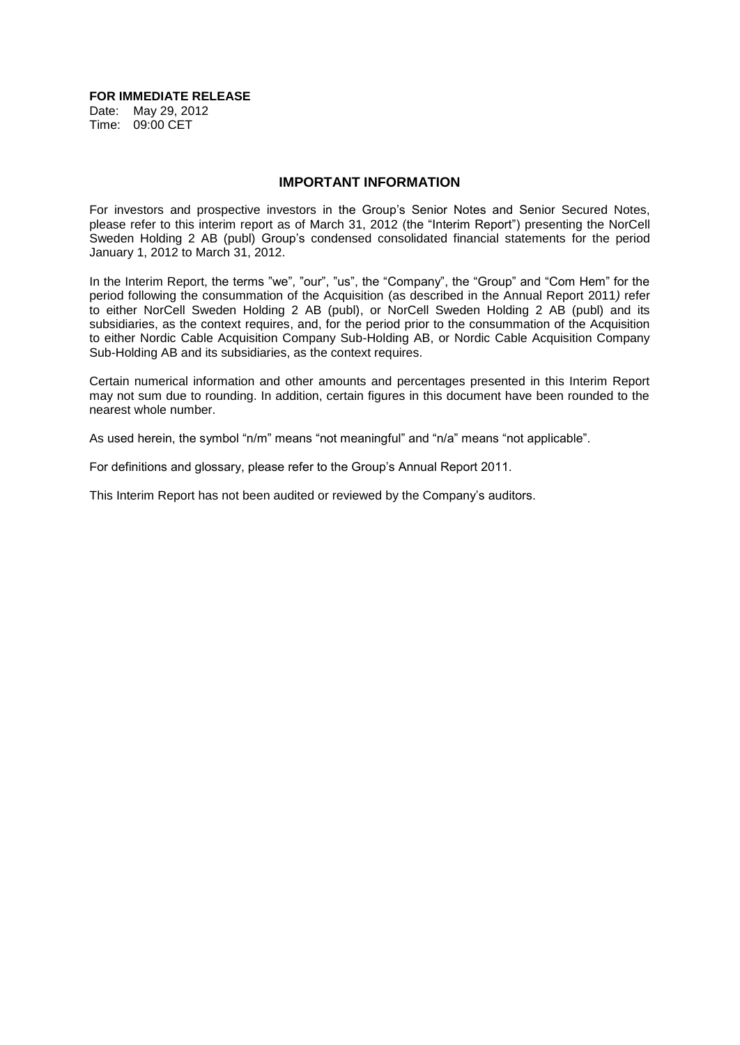**FOR IMMEDIATE RELEASE**

Date: May 29, 2012
Time: 09:00 CET

## IMPORTANT INFORMATION

For investors and prospective investors in the Group's Senior Notes and Senior Secured Notes, please refer to this interim report as of March 31, 2012 (the "Interim Report") presenting the NorCell Sweden Holding 2 AB (publ) Group's condensed consolidated financial statements for the period January 1, 2012 to March 31, 2012.

In the Interim Report, the terms "we", "our", "us", the "Company", the "Group" and "Com Hem" for the period following the consummation of the Acquisition (as described in the Annual Report 2011*)* refer to either NorCell Sweden Holding 2 AB (publ), or NorCell Sweden Holding 2 AB (publ) and its subsidiaries, as the context requires, and, for the period prior to the consummation of the Acquisition to either Nordic Cable Acquisition Company Sub-Holding AB, or Nordic Cable Acquisition Company Sub-Holding AB and its subsidiaries, as the context requires.

Certain numerical information and other amounts and percentages presented in this Interim Report may not sum due to rounding. In addition, certain figures in this document have been rounded to the nearest whole number.

As used herein, the symbol "n/m" means "not meaningful" and "n/a" means "not applicable".

For definitions and glossary, please refer to the Group's Annual Report 2011.

This Interim Report has not been audited or reviewed by the Company's auditors.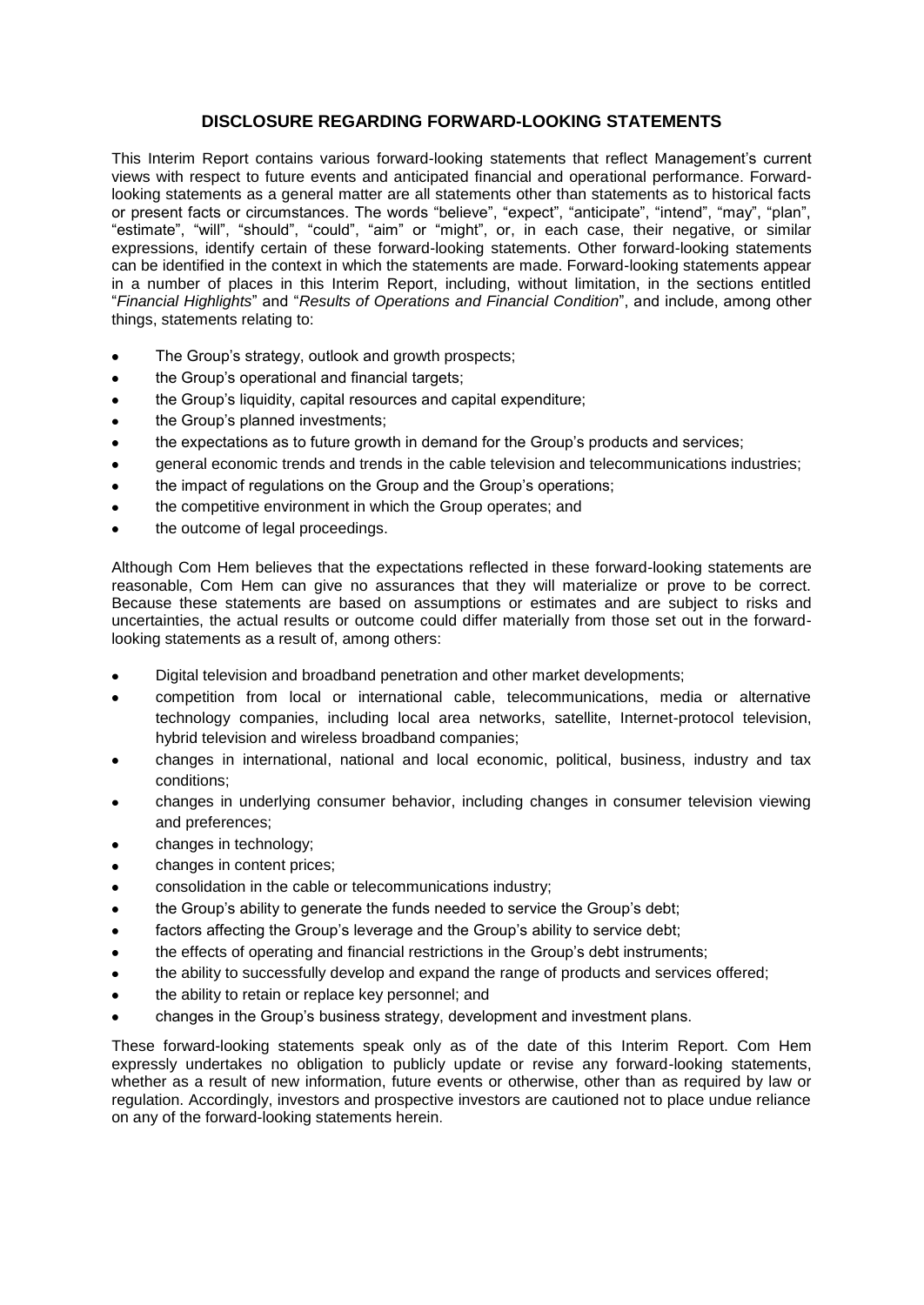## DISCLOSURE REGARDING FORWARD-LOOKING STATEMENTS

This Interim Report contains various forward-looking statements that reflect Management's current views with respect to future events and anticipated financial and operational performance. Forward-looking statements as a general matter are all statements other than statements as to historical facts or present facts or circumstances. The words "believe", "expect", "anticipate", "intend", "may", "plan", "estimate", "will", "should", "could", "aim" or "might", or, in each case, their negative, or similar expressions, identify certain of these forward-looking statements. Other forward-looking statements can be identified in the context in which the statements are made. Forward-looking statements appear in a number of places in this Interim Report, including, without limitation, in the sections entitled "*Financial Highlights*" and "*Results of Operations and Financial Condition*", and include, among other things, statements relating to:

- The Group's strategy, outlook and growth prospects;
- the Group's operational and financial targets;
- the Group's liquidity, capital resources and capital expenditure;
- the Group's planned investments;
- the expectations as to future growth in demand for the Group's products and services;
- general economic trends and trends in the cable television and telecommunications industries;
- the impact of regulations on the Group and the Group's operations;
- the competitive environment in which the Group operates; and
- the outcome of legal proceedings.

Although Com Hem believes that the expectations reflected in these forward-looking statements are reasonable, Com Hem can give no assurances that they will materialize or prove to be correct. Because these statements are based on assumptions or estimates and are subject to risks and uncertainties, the actual results or outcome could differ materially from those set out in the forward-looking statements as a result of, among others:

- Digital television and broadband penetration and other market developments;
- competition from local or international cable, telecommunications, media or alternative technology companies, including local area networks, satellite, Internet-protocol television, hybrid television and wireless broadband companies;
- changes in international, national and local economic, political, business, industry and tax conditions;
- changes in underlying consumer behavior, including changes in consumer television viewing and preferences;
- changes in technology;
- changes in content prices;
- consolidation in the cable or telecommunications industry;
- the Group's ability to generate the funds needed to service the Group's debt;
- factors affecting the Group's leverage and the Group's ability to service debt;
- the effects of operating and financial restrictions in the Group's debt instruments;
- the ability to successfully develop and expand the range of products and services offered;
- the ability to retain or replace key personnel; and
- changes in the Group's business strategy, development and investment plans.

These forward-looking statements speak only as of the date of this Interim Report. Com Hem expressly undertakes no obligation to publicly update or revise any forward-looking statements, whether as a result of new information, future events or otherwise, other than as required by law or regulation. Accordingly, investors and prospective investors are cautioned not to place undue reliance on any of the forward-looking statements herein.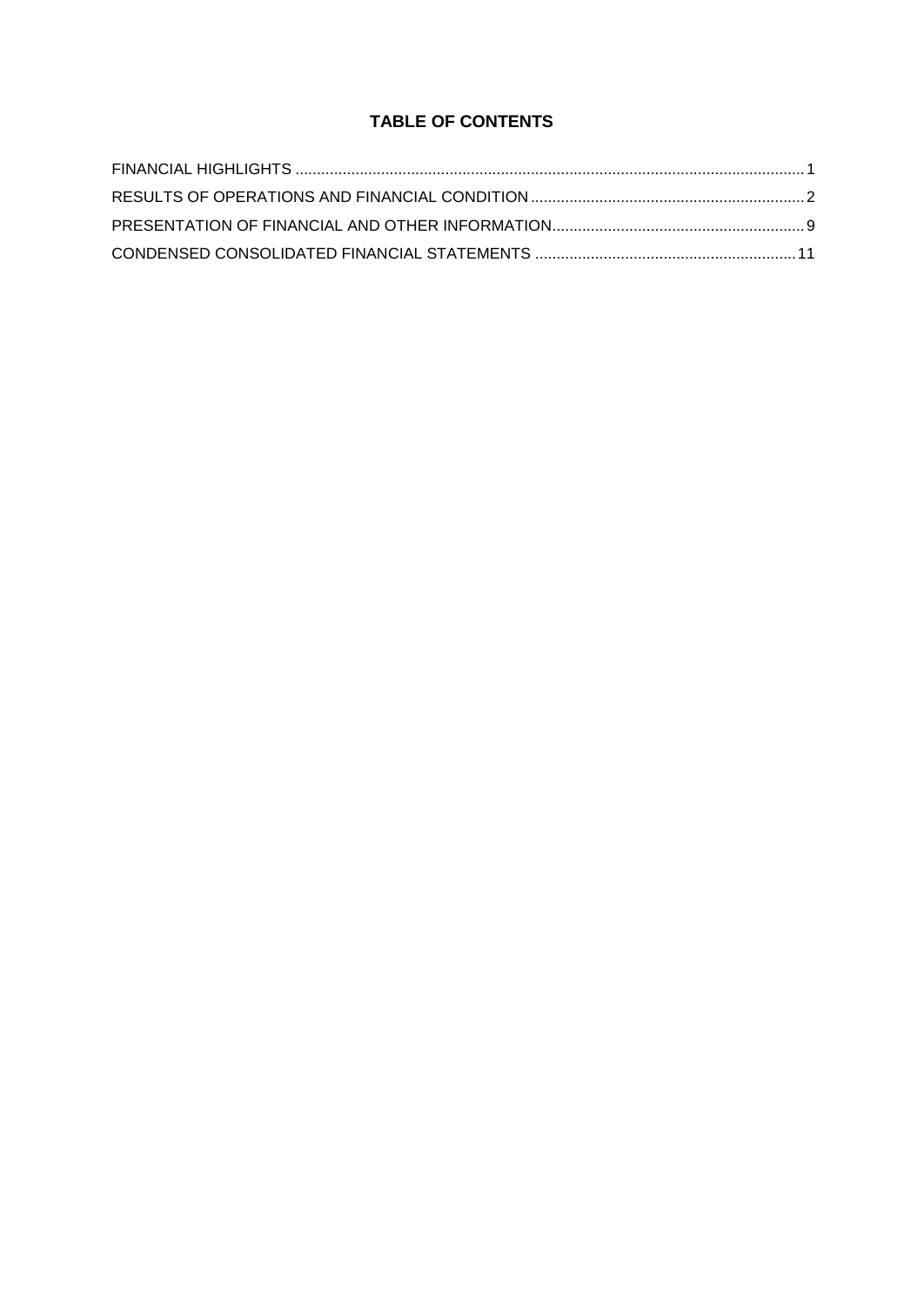# TABLE OF CONTENTS

FINANCIAL HIGHLIGHTS ........................................................................................................................ 1

RESULTS OF OPERATIONS AND FINANCIAL CONDITION ................................................................ 2

PRESENTATION OF FINANCIAL AND OTHER INFORMATION........................................................... 9

CONDENSED CONSOLIDATED FINANCIAL STATEMENTS ............................................................. 11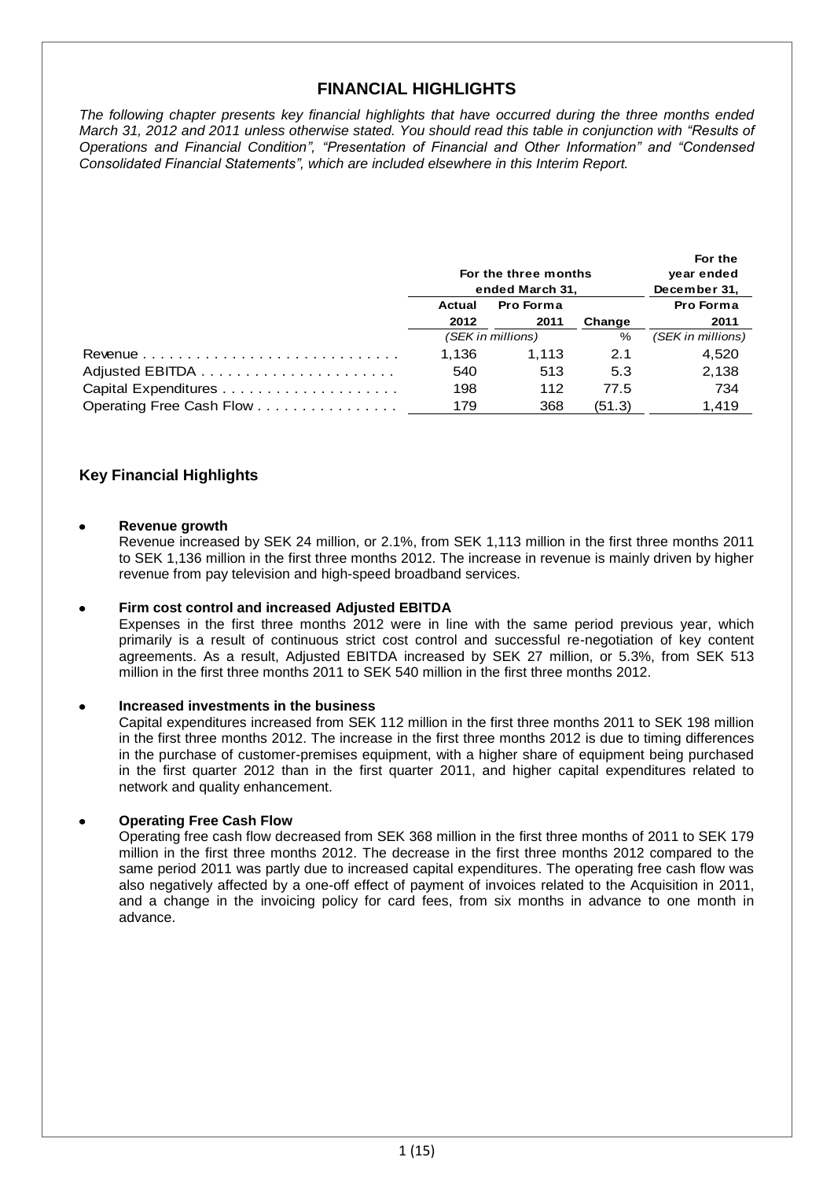# FINANCIAL HIGHLIGHTS

*The following chapter presents key financial highlights that have occurred during the three months ended March 31, 2012 and 2011 unless otherwise stated. You should read this table in conjunction with "Results of Operations and Financial Condition", "Presentation of Financial and Other Information" and "Condensed Consolidated Financial Statements", which are included elsewhere in this Interim Report.*

| | For the three months ended March 31, | | | For the year ended December 31, |
|---|---|---|---|---|
| | **Actual** | **Pro Forma** | | **Pro Forma** |
| | **2012** | **2011** | **Change** | **2011** |
| | *(SEK in millions)* | | % | *(SEK in millions)* |
| Revenue | 1,136 | 1,113 | 2.1 | 4,520 |
| Adjusted EBITDA | 540 | 513 | 5.3 | 2,138 |
| Capital Expenditures | 198 | 112 | 77.5 | 734 |
| Operating Free Cash Flow | 179 | 368 | (51.3) | 1,419 |

## Key Financial Highlights

- **Revenue growth**
  Revenue increased by SEK 24 million, or 2.1%, from SEK 1,113 million in the first three months 2011 to SEK 1,136 million in the first three months 2012. The increase in revenue is mainly driven by higher revenue from pay television and high-speed broadband services.

- **Firm cost control and increased Adjusted EBITDA**
  Expenses in the first three months 2012 were in line with the same period previous year, which primarily is a result of continuous strict cost control and successful re-negotiation of key content agreements. As a result, Adjusted EBITDA increased by SEK 27 million, or 5.3%, from SEK 513 million in the first three months 2011 to SEK 540 million in the first three months 2012.

- **Increased investments in the business**
  Capital expenditures increased from SEK 112 million in the first three months 2011 to SEK 198 million in the first three months 2012. The increase in the first three months 2012 is due to timing differences in the purchase of customer-premises equipment, with a higher share of equipment being purchased in the first quarter 2012 than in the first quarter 2011, and higher capital expenditures related to network and quality enhancement.

- **Operating Free Cash Flow**
  Operating free cash flow decreased from SEK 368 million in the first three months of 2011 to SEK 179 million in the first three months 2012. The decrease in the first three months 2012 compared to the same period 2011 was partly due to increased capital expenditures. The operating free cash flow was also negatively affected by a one-off effect of payment of invoices related to the Acquisition in 2011, and a change in the invoicing policy for card fees, from six months in advance to one month in advance.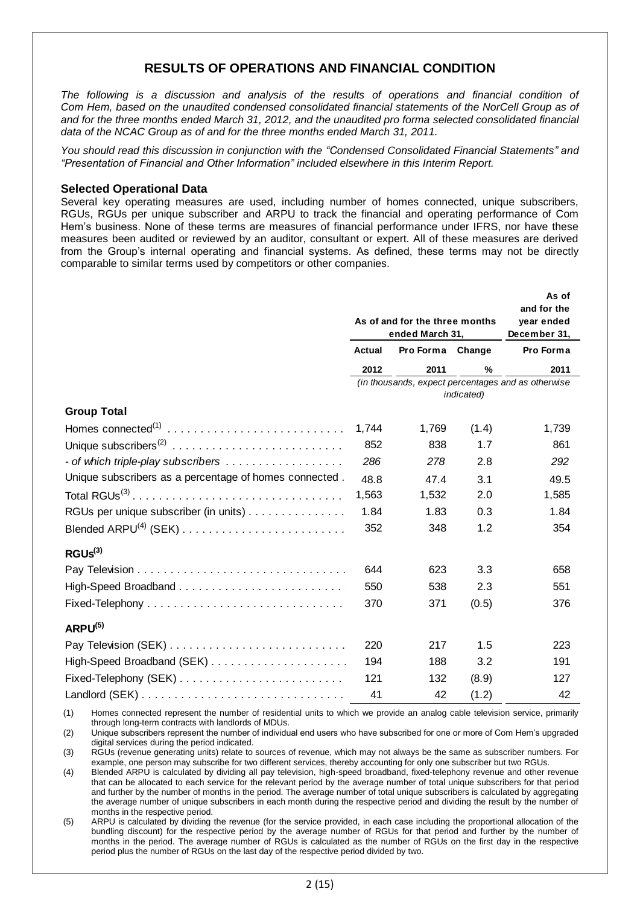# RESULTS OF OPERATIONS AND FINANCIAL CONDITION

*The following is a discussion and analysis of the results of operations and financial condition of Com Hem, based on the unaudited condensed consolidated financial statements of the NorCell Group as of and for the three months ended March 31, 2012, and the unaudited pro forma selected consolidated financial data of the NCAC Group as of and for the three months ended March 31, 2011.*

*You should read this discussion in conjunction with the "Condensed Consolidated Financial Statements" and "Presentation of Financial and Other Information" included elsewhere in this Interim Report.*

### Selected Operational Data

Several key operating measures are used, including number of homes connected, unique subscribers, RGUs, RGUs per unique subscriber and ARPU to track the financial and operating performance of Com Hem's business. None of these terms are measures of financial performance under IFRS, nor have these measures been audited or reviewed by an auditor, consultant or expert. All of these measures are derived from the Group's internal operating and financial systems. As defined, these terms may not be directly comparable to similar terms used by competitors or other companies.

| | As of and for the three months ended March 31, | | | As of and for the year ended December 31, |
|---|---|---|---|---|
| | Actual | Pro Forma | Change | Pro Forma |
| | 2012 | 2011 | % | 2011 |
| | *(in thousands, expect percentages and as otherwise indicated)* | | | |
| **Group Total** | | | | |
| Homes connected[1] | 1,744 | 1,769 | (1.4) | 1,739 |
| Unique subscribers[2] | 852 | 838 | 1.7 | 861 |
| *- of which triple-play subscribers* | *286* | *278* | 2.8 | *292* |
| Unique subscribers as a percentage of homes connected | 48.8 | 47.4 | 3.1 | 49.5 |
| Total RGUs[3] | 1,563 | 1,532 | 2.0 | 1,585 |
| RGUs per unique subscriber (in units) | 1.84 | 1.83 | 0.3 | 1.84 |
| Blended ARPU[4] (SEK) | 352 | 348 | 1.2 | 354 |
| **RGUs[3]** | | | | |
| Pay Television | 644 | 623 | 3.3 | 658 |
| High-Speed Broadband | 550 | 538 | 2.3 | 551 |
| Fixed-Telephony | 370 | 371 | (0.5) | 376 |
| **ARPU[5]** | | | | |
| Pay Television (SEK) | 220 | 217 | 1.5 | 223 |
| High-Speed Broadband (SEK) | 194 | 188 | 3.2 | 191 |
| Fixed-Telephony (SEK) | 121 | 132 | (8.9) | 127 |
| Landlord (SEK) | 41 | 42 | (1.2) | 42 |

(1) Homes connected represent the number of residential units to which we provide an analog cable television service, primarily through long-term contracts with landlords of MDUs.

(2) Unique subscribers represent the number of individual end users who have subscribed for one or more of Com Hem's upgraded digital services during the period indicated.

(3) RGUs (revenue generating units) relate to sources of revenue, which may not always be the same as subscriber numbers. For example, one person may subscribe for two different services, thereby accounting for only one subscriber but two RGUs.

(4) Blended ARPU is calculated by dividing all pay television, high-speed broadband, fixed-telephony revenue and other revenue that can be allocated to each service for the relevant period by the average number of total unique subscribers for that period and further by the number of months in the period. The average number of total unique subscribers is calculated by aggregating the average number of unique subscribers in each month during the respective period and dividing the result by the number of months in the respective period.

(5) ARPU is calculated by dividing the revenue (for the service provided, in each case including the proportional allocation of the bundling discount) for the respective period by the average number of RGUs for that period and further by the number of months in the period. The average number of RGUs is calculated as the number of RGUs on the first day in the respective period plus the number of RGUs on the last day of the respective period divided by two.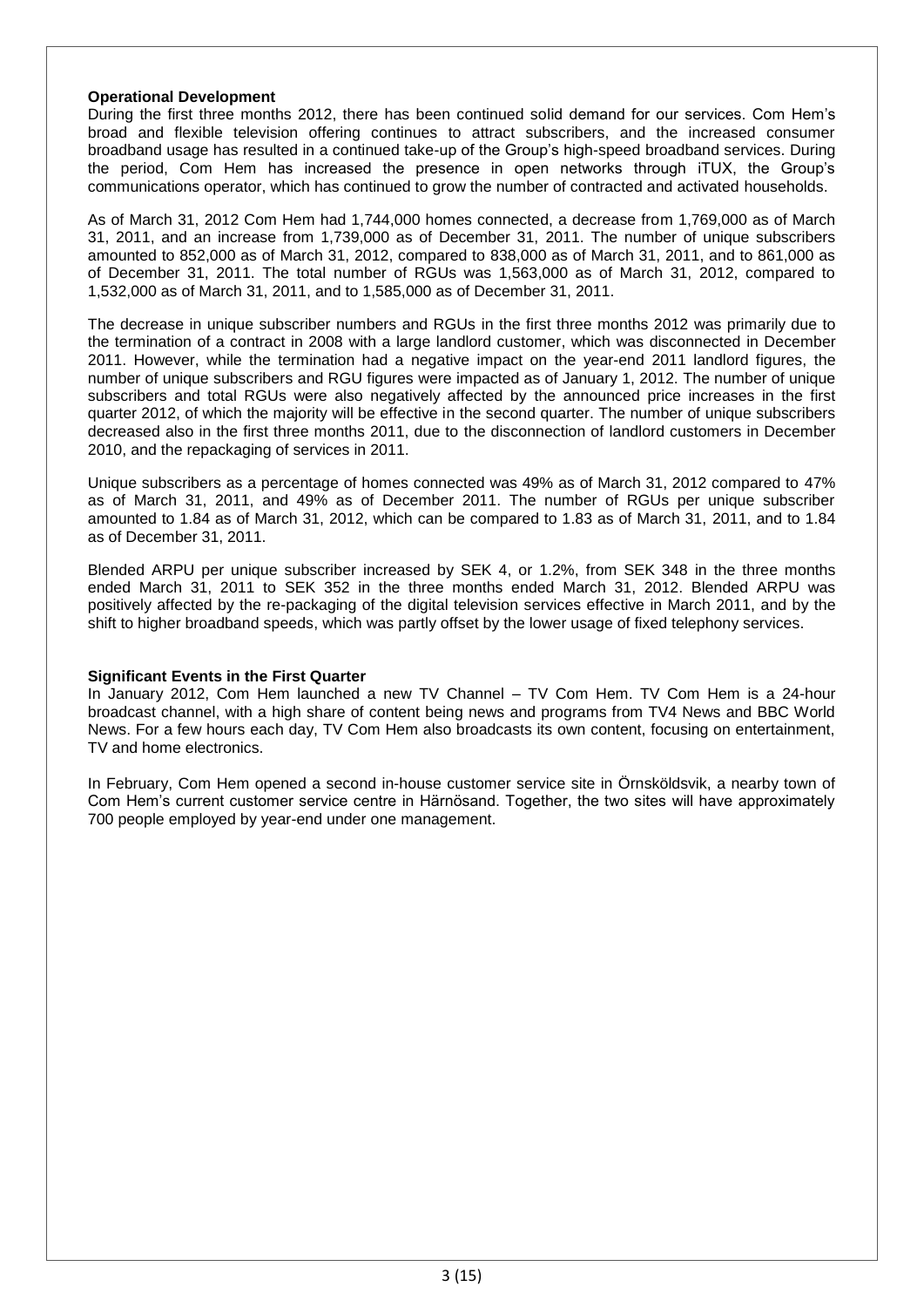**Operational Development**

During the first three months 2012, there has been continued solid demand for our services. Com Hem's broad and flexible television offering continues to attract subscribers, and the increased consumer broadband usage has resulted in a continued take-up of the Group's high-speed broadband services. During the period, Com Hem has increased the presence in open networks through iTUX, the Group's communications operator, which has continued to grow the number of contracted and activated households.

As of March 31, 2012 Com Hem had 1,744,000 homes connected, a decrease from 1,769,000 as of March 31, 2011, and an increase from 1,739,000 as of December 31, 2011. The number of unique subscribers amounted to 852,000 as of March 31, 2012, compared to 838,000 as of March 31, 2011, and to 861,000 as of December 31, 2011. The total number of RGUs was 1,563,000 as of March 31, 2012, compared to 1,532,000 as of March 31, 2011, and to 1,585,000 as of December 31, 2011.

The decrease in unique subscriber numbers and RGUs in the first three months 2012 was primarily due to the termination of a contract in 2008 with a large landlord customer, which was disconnected in December 2011. However, while the termination had a negative impact on the year-end 2011 landlord figures, the number of unique subscribers and RGU figures were impacted as of January 1, 2012. The number of unique subscribers and total RGUs were also negatively affected by the announced price increases in the first quarter 2012, of which the majority will be effective in the second quarter. The number of unique subscribers decreased also in the first three months 2011, due to the disconnection of landlord customers in December 2010, and the repackaging of services in 2011.

Unique subscribers as a percentage of homes connected was 49% as of March 31, 2012 compared to 47% as of March 31, 2011, and 49% as of December 2011. The number of RGUs per unique subscriber amounted to 1.84 as of March 31, 2012, which can be compared to 1.83 as of March 31, 2011, and to 1.84 as of December 31, 2011.

Blended ARPU per unique subscriber increased by SEK 4, or 1.2%, from SEK 348 in the three months ended March 31, 2011 to SEK 352 in the three months ended March 31, 2012. Blended ARPU was positively affected by the re-packaging of the digital television services effective in March 2011, and by the shift to higher broadband speeds, which was partly offset by the lower usage of fixed telephony services.

**Significant Events in the First Quarter**

In January 2012, Com Hem launched a new TV Channel – TV Com Hem. TV Com Hem is a 24-hour broadcast channel, with a high share of content being news and programs from TV4 News and BBC World News. For a few hours each day, TV Com Hem also broadcasts its own content, focusing on entertainment, TV and home electronics.

In February, Com Hem opened a second in-house customer service site in Örnsköldsvik, a nearby town of Com Hem's current customer service centre in Härnösand. Together, the two sites will have approximately 700 people employed by year-end under one management.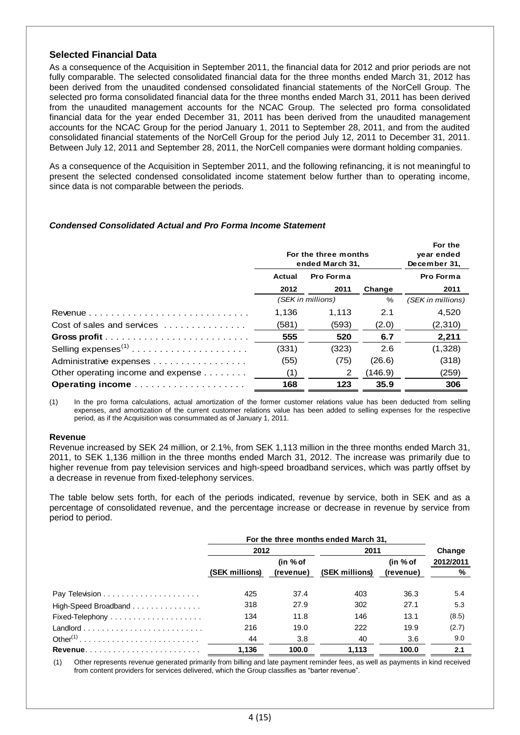## Selected Financial Data

As a consequence of the Acquisition in September 2011, the financial data for 2012 and prior periods are not fully comparable. The selected consolidated financial data for the three months ended March 31, 2012 has been derived from the unaudited condensed consolidated financial statements of the NorCell Group. The selected pro forma consolidated financial data for the three months ended March 31, 2011 has been derived from the unaudited management accounts for the NCAC Group. The selected pro forma consolidated financial data for the year ended December 31, 2011 has been derived from the unaudited management accounts for the NCAC Group for the period January 1, 2011 to September 28, 2011, and from the audited consolidated financial statements of the NorCell Group for the period July 12, 2011 to December 31, 2011. Between July 12, 2011 and September 28, 2011, the NorCell companies were dormant holding companies.

As a consequence of the Acquisition in September 2011, and the following refinancing, it is not meaningful to present the selected condensed consolidated income statement below further than to operating income, since data is not comparable between the periods.

### *Condensed Consolidated Actual and Pro Forma Income Statement*

| | For the three months ended March 31, | | | For the year ended December 31, |
|---|---|---|---|---|
| | Actual | Pro Forma | | Pro Forma |
| | 2012 | 2011 | Change | 2011 |
| | *(SEK in millions)* | | % | *(SEK in millions)* |
| Revenue | 1,136 | 1,113 | 2.1 | 4,520 |
| Cost of sales and services | (581) | (593) | (2.0) | (2,310) |
| **Gross profit** | **555** | **520** | **6.7** | **2,211** |
| Selling expenses[(1)] | (331) | (323) | 2.6 | (1,328) |
| Administrative expenses | (55) | (75) | (26.6) | (318) |
| Other operating income and expense | (1) | 2 | (146.9) | (259) |
| **Operating income** | **168** | **123** | **35.9** | **306** |

(1) In the pro forma calculations, actual amortization of the former customer relations value has been deducted from selling expenses, and amortization of the current customer relations value has been added to selling expenses for the respective period, as if the Acquisition was consummated as of January 1, 2011.

#### Revenue

Revenue increased by SEK 24 million, or 2.1%, from SEK 1,113 million in the three months ended March 31, 2011, to SEK 1,136 million in the three months ended March 31, 2012. The increase was primarily due to higher revenue from pay television services and high-speed broadband services, which was partly offset by a decrease in revenue from fixed-telephony services.

The table below sets forth, for each of the periods indicated, revenue by service, both in SEK and as a percentage of consolidated revenue, and the percentage increase or decrease in revenue by service from period to period.

| | For the three months ended March 31, | | | | |
|---|---|---|---|---|---|
| | 2012 | | 2011 | | Change |
| | (SEK millions) | (in % of revenue) | (SEK millions) | (in % of revenue) | 2012/2011 % |
| Pay Television | 425 | 37.4 | 403 | 36.3 | 5.4 |
| High-Speed Broadband | 318 | 27.9 | 302 | 27.1 | 5.3 |
| Fixed-Telephony | 134 | 11.8 | 146 | 13.1 | (8.5) |
| Landlord | 216 | 19.0 | 222 | 19.9 | (2.7) |
| Other[(1)] | 44 | 3.8 | 40 | 3.6 | 9.0 |
| **Revenue** | **1,136** | **100.0** | **1,113** | **100.0** | **2.1** |

(1) Other represents revenue generated primarily from billing and late payment reminder fees, as well as payments in kind received from content providers for services delivered, which the Group classifies as "barter revenue".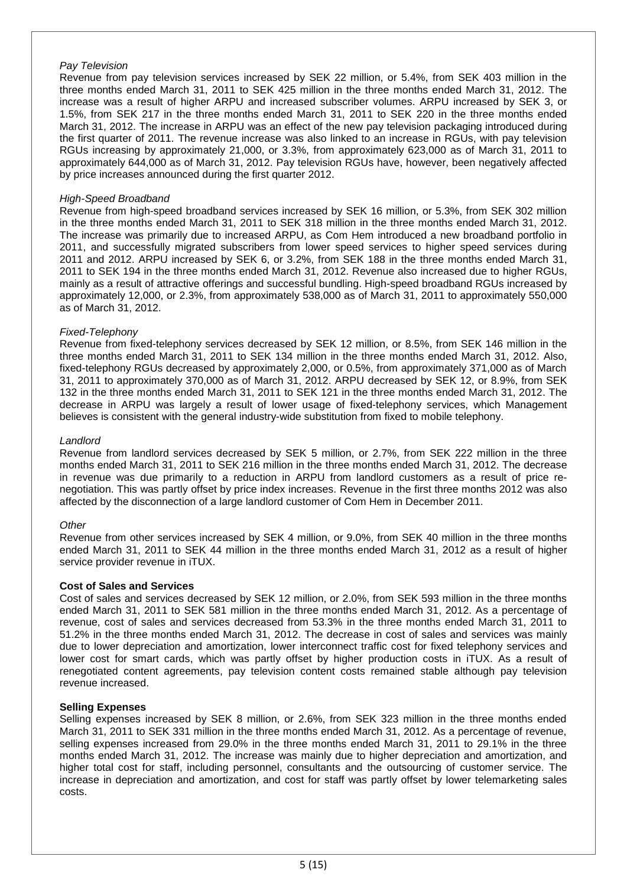*Pay Television*

Revenue from pay television services increased by SEK 22 million, or 5.4%, from SEK 403 million in the three months ended March 31, 2011 to SEK 425 million in the three months ended March 31, 2012. The increase was a result of higher ARPU and increased subscriber volumes. ARPU increased by SEK 3, or 1.5%, from SEK 217 in the three months ended March 31, 2011 to SEK 220 in the three months ended March 31, 2012. The increase in ARPU was an effect of the new pay television packaging introduced during the first quarter of 2011. The revenue increase was also linked to an increase in RGUs, with pay television RGUs increasing by approximately 21,000, or 3.3%, from approximately 623,000 as of March 31, 2011 to approximately 644,000 as of March 31, 2012. Pay television RGUs have, however, been negatively affected by price increases announced during the first quarter 2012.

*High-Speed Broadband*

Revenue from high-speed broadband services increased by SEK 16 million, or 5.3%, from SEK 302 million in the three months ended March 31, 2011 to SEK 318 million in the three months ended March 31, 2012. The increase was primarily due to increased ARPU, as Com Hem introduced a new broadband portfolio in 2011, and successfully migrated subscribers from lower speed services to higher speed services during 2011 and 2012. ARPU increased by SEK 6, or 3.2%, from SEK 188 in the three months ended March 31, 2011 to SEK 194 in the three months ended March 31, 2012. Revenue also increased due to higher RGUs, mainly as a result of attractive offerings and successful bundling. High-speed broadband RGUs increased by approximately 12,000, or 2.3%, from approximately 538,000 as of March 31, 2011 to approximately 550,000 as of March 31, 2012.

*Fixed-Telephony*

Revenue from fixed-telephony services decreased by SEK 12 million, or 8.5%, from SEK 146 million in the three months ended March 31, 2011 to SEK 134 million in the three months ended March 31, 2012. Also, fixed-telephony RGUs decreased by approximately 2,000, or 0.5%, from approximately 371,000 as of March 31, 2011 to approximately 370,000 as of March 31, 2012. ARPU decreased by SEK 12, or 8.9%, from SEK 132 in the three months ended March 31, 2011 to SEK 121 in the three months ended March 31, 2012. The decrease in ARPU was largely a result of lower usage of fixed-telephony services, which Management believes is consistent with the general industry-wide substitution from fixed to mobile telephony.

*Landlord*

Revenue from landlord services decreased by SEK 5 million, or 2.7%, from SEK 222 million in the three months ended March 31, 2011 to SEK 216 million in the three months ended March 31, 2012. The decrease in revenue was due primarily to a reduction in ARPU from landlord customers as a result of price re-negotiation. This was partly offset by price index increases. Revenue in the first three months 2012 was also affected by the disconnection of a large landlord customer of Com Hem in December 2011.

*Other*

Revenue from other services increased by SEK 4 million, or 9.0%, from SEK 40 million in the three months ended March 31, 2011 to SEK 44 million in the three months ended March 31, 2012 as a result of higher service provider revenue in iTUX.

**Cost of Sales and Services**

Cost of sales and services decreased by SEK 12 million, or 2.0%, from SEK 593 million in the three months ended March 31, 2011 to SEK 581 million in the three months ended March 31, 2012. As a percentage of revenue, cost of sales and services decreased from 53.3% in the three months ended March 31, 2011 to 51.2% in the three months ended March 31, 2012. The decrease in cost of sales and services was mainly due to lower depreciation and amortization, lower interconnect traffic cost for fixed telephony services and lower cost for smart cards, which was partly offset by higher production costs in iTUX. As a result of renegotiated content agreements, pay television content costs remained stable although pay television revenue increased.

**Selling Expenses**

Selling expenses increased by SEK 8 million, or 2.6%, from SEK 323 million in the three months ended March 31, 2011 to SEK 331 million in the three months ended March 31, 2012. As a percentage of revenue, selling expenses increased from 29.0% in the three months ended March 31, 2011 to 29.1% in the three months ended March 31, 2012. The increase was mainly due to higher depreciation and amortization, and higher total cost for staff, including personnel, consultants and the outsourcing of customer service. The increase in depreciation and amortization, and cost for staff was partly offset by lower telemarketing sales costs.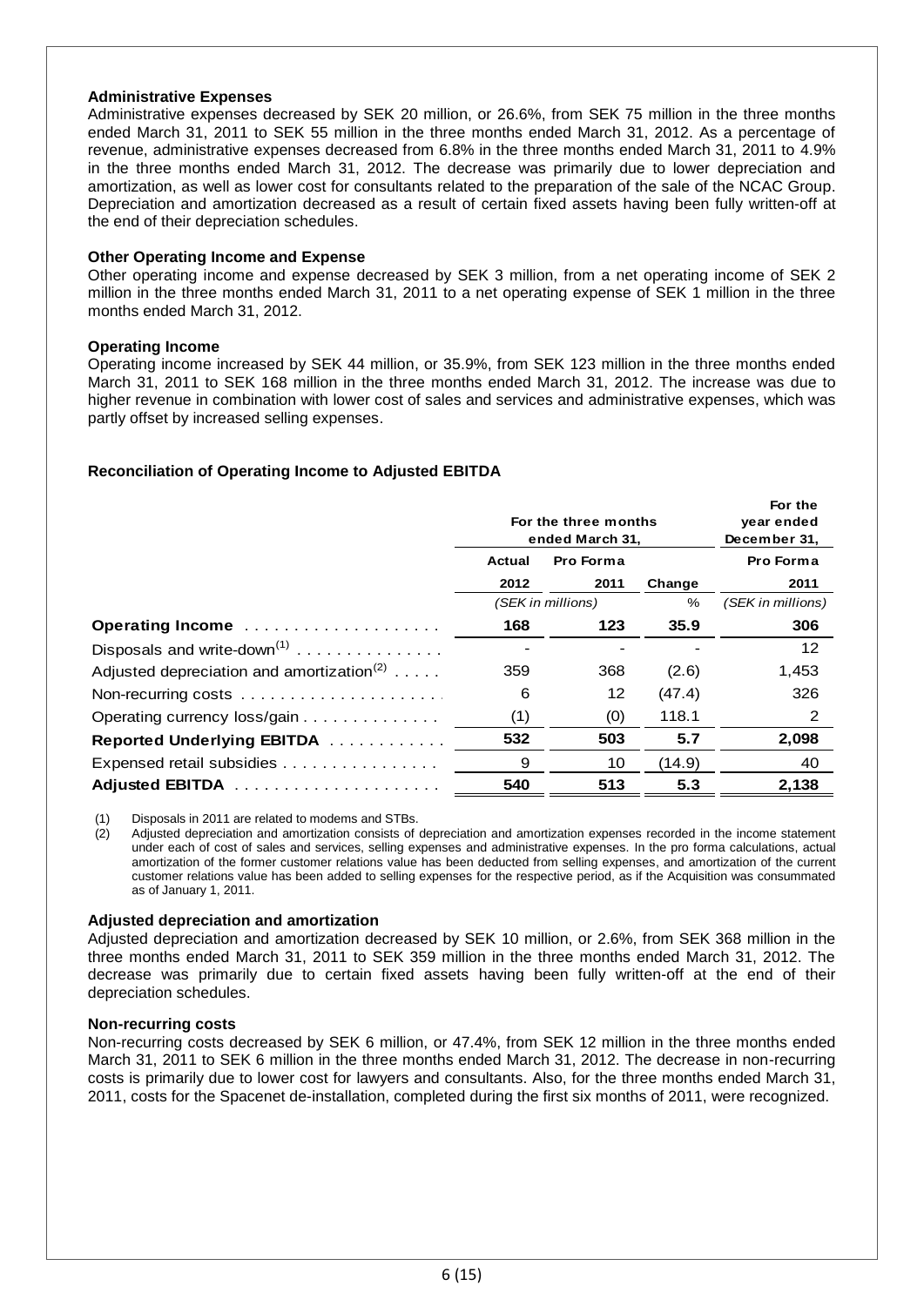**Administrative Expenses**

Administrative expenses decreased by SEK 20 million, or 26.6%, from SEK 75 million in the three months ended March 31, 2011 to SEK 55 million in the three months ended March 31, 2012. As a percentage of revenue, administrative expenses decreased from 6.8% in the three months ended March 31, 2011 to 4.9% in the three months ended March 31, 2012. The decrease was primarily due to lower depreciation and amortization, as well as lower cost for consultants related to the preparation of the sale of the NCAC Group. Depreciation and amortization decreased as a result of certain fixed assets having been fully written-off at the end of their depreciation schedules.

**Other Operating Income and Expense**

Other operating income and expense decreased by SEK 3 million, from a net operating income of SEK 2 million in the three months ended March 31, 2011 to a net operating expense of SEK 1 million in the three months ended March 31, 2012.

**Operating Income**

Operating income increased by SEK 44 million, or 35.9%, from SEK 123 million in the three months ended March 31, 2011 to SEK 168 million in the three months ended March 31, 2012. The increase was due to higher revenue in combination with lower cost of sales and services and administrative expenses, which was partly offset by increased selling expenses.

**Reconciliation of Operating Income to Adjusted EBITDA**

| | For the three months ended March 31, | | | For the year ended December 31, |
|---|---|---|---|---|
| | Actual | Pro Forma | | Pro Forma |
| | 2012 | 2011 | Change | 2011 |
| | *(SEK in millions)* | | % | *(SEK in millions)* |
| **Operating Income** | **168** | **123** | **35.9** | **306** |
| Disposals and write-down[1] | - | - | - | 12 |
| Adjusted depreciation and amortization[2] | 359 | 368 | (2.6) | 1,453 |
| Non-recurring costs | 6 | 12 | (47.4) | 326 |
| Operating currency loss/gain | (1) | (0) | 118.1 | 2 |
| **Reported Underlying EBITDA** | **532** | **503** | **5.7** | **2,098** |
| Expensed retail subsidies | 9 | 10 | (14.9) | 40 |
| **Adjusted EBITDA** | **540** | **513** | **5.3** | **2,138** |

(1) Disposals in 2011 are related to modems and STBs.

(2) Adjusted depreciation and amortization consists of depreciation and amortization expenses recorded in the income statement under each of cost of sales and services, selling expenses and administrative expenses. In the pro forma calculations, actual amortization of the former customer relations value has been deducted from selling expenses, and amortization of the current customer relations value has been added to selling expenses for the respective period, as if the Acquisition was consummated as of January 1, 2011.

**Adjusted depreciation and amortization**

Adjusted depreciation and amortization decreased by SEK 10 million, or 2.6%, from SEK 368 million in the three months ended March 31, 2011 to SEK 359 million in the three months ended March 31, 2012. The decrease was primarily due to certain fixed assets having been fully written-off at the end of their depreciation schedules.

**Non-recurring costs**

Non-recurring costs decreased by SEK 6 million, or 47.4%, from SEK 12 million in the three months ended March 31, 2011 to SEK 6 million in the three months ended March 31, 2012. The decrease in non-recurring costs is primarily due to lower cost for lawyers and consultants. Also, for the three months ended March 31, 2011, costs for the Spacenet de-installation, completed during the first six months of 2011, were recognized.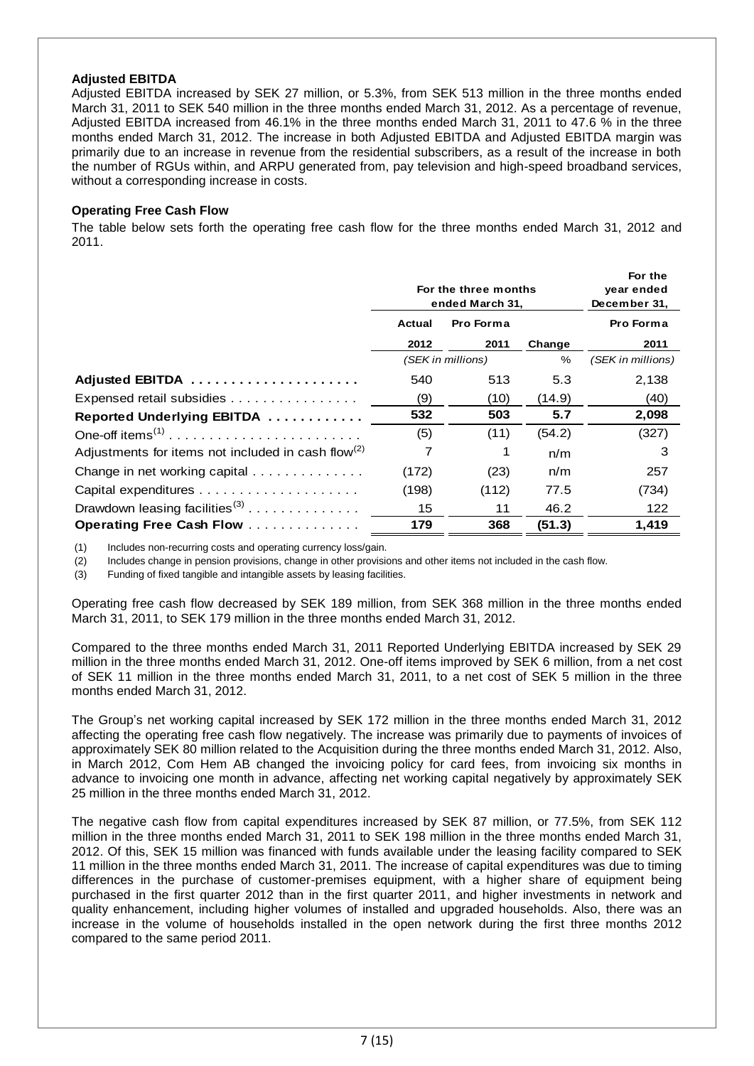**Adjusted EBITDA**

Adjusted EBITDA increased by SEK 27 million, or 5.3%, from SEK 513 million in the three months ended March 31, 2011 to SEK 540 million in the three months ended March 31, 2012. As a percentage of revenue, Adjusted EBITDA increased from 46.1% in the three months ended March 31, 2011 to 47.6 % in the three months ended March 31, 2012. The increase in both Adjusted EBITDA and Adjusted EBITDA margin was primarily due to an increase in revenue from the residential subscribers, as a result of the increase in both the number of RGUs within, and ARPU generated from, pay television and high-speed broadband services, without a corresponding increase in costs.

**Operating Free Cash Flow**

The table below sets forth the operating free cash flow for the three months ended March 31, 2012 and 2011.

| | For the three months ended March 31, | | | For the year ended December 31, |
|---|---|---|---|---|
| | Actual | Pro Forma | | Pro Forma |
| | 2012 | 2011 | Change | 2011 |
| | (SEK in millions) | | % | (SEK in millions) |
| **Adjusted EBITDA** | 540 | 513 | 5.3 | 2,138 |
| Expensed retail subsidies | (9) | (10) | (14.9) | (40) |
| **Reported Underlying EBITDA** | **532** | **503** | **5.7** | **2,098** |
| One-off items[(1)] | (5) | (11) | (54.2) | (327) |
| Adjustments for items not included in cash flow[(2)] | 7 | 1 | n/m | 3 |
| Change in net working capital | (172) | (23) | n/m | 257 |
| Capital expenditures | (198) | (112) | 77.5 | (734) |
| Drawdown leasing facilities[(3)] | 15 | 11 | 46.2 | 122 |
| **Operating Free Cash Flow** | **179** | **368** | **(51.3)** | **1,419** |

(1) Includes non-recurring costs and operating currency loss/gain.

(2) Includes change in pension provisions, change in other provisions and other items not included in the cash flow.

(3) Funding of fixed tangible and intangible assets by leasing facilities.

Operating free cash flow decreased by SEK 189 million, from SEK 368 million in the three months ended March 31, 2011, to SEK 179 million in the three months ended March 31, 2012.

Compared to the three months ended March 31, 2011 Reported Underlying EBITDA increased by SEK 29 million in the three months ended March 31, 2012. One-off items improved by SEK 6 million, from a net cost of SEK 11 million in the three months ended March 31, 2011, to a net cost of SEK 5 million in the three months ended March 31, 2012.

The Group's net working capital increased by SEK 172 million in the three months ended March 31, 2012 affecting the operating free cash flow negatively. The increase was primarily due to payments of invoices of approximately SEK 80 million related to the Acquisition during the three months ended March 31, 2012. Also, in March 2012, Com Hem AB changed the invoicing policy for card fees, from invoicing six months in advance to invoicing one month in advance, affecting net working capital negatively by approximately SEK 25 million in the three months ended March 31, 2012.

The negative cash flow from capital expenditures increased by SEK 87 million, or 77.5%, from SEK 112 million in the three months ended March 31, 2011 to SEK 198 million in the three months ended March 31, 2012. Of this, SEK 15 million was financed with funds available under the leasing facility compared to SEK 11 million in the three months ended March 31, 2011. The increase of capital expenditures was due to timing differences in the purchase of customer-premises equipment, with a higher share of equipment being purchased in the first quarter 2012 than in the first quarter 2011, and higher investments in network and quality enhancement, including higher volumes of installed and upgraded households. Also, there was an increase in the volume of households installed in the open network during the first three months 2012 compared to the same period 2011.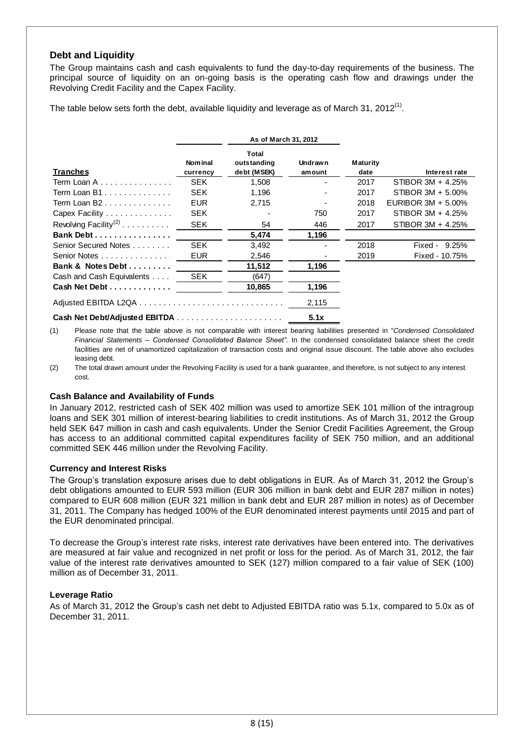## Debt and Liquidity

The Group maintains cash and cash equivalents to fund the day-to-day requirements of the business. The principal source of liquidity on an on-going basis is the operating cash flow and drawings under the Revolving Credit Facility and the Capex Facility.

The table below sets forth the debt, available liquidity and leverage as of March 31, 2012[1].

| | | As of March 31, 2012 | | | |
|---|---|---|---|---|---|
| **Tranches** | Nominal currency | Total outstanding debt (MSEK) | Undrawn amount | Maturity date | Interest rate |
| Term Loan A | SEK | 1,508 | - | 2017 | STIBOR 3M + 4.25% |
| Term Loan B1 | SEK | 1,196 | - | 2017 | STIBOR 3M + 5.00% |
| Term Loan B2 | EUR | 2,715 | - | 2018 | EURIBOR 3M + 5.00% |
| Capex Facility | SEK | - | 750 | 2017 | STIBOR 3M + 4.25% |
| Revolving Facility[2] | SEK | 54 | 446 | 2017 | STIBOR 3M + 4.25% |
| **Bank Debt** | | **5,474** | **1,196** | | |
| Senior Secured Notes | SEK | 3,492 | - | 2018 | Fixed - 9.25% |
| Senior Notes | EUR | 2,546 | - | 2019 | Fixed - 10.75% |
| **Bank & Notes Debt** | | **11,512** | **1,196** | | |
| Cash and Cash Equivalents | SEK | (647) | | | |
| **Cash Net Debt** | | **10,865** | **1,196** | | |
| Adjusted EBITDA L2QA | | | 2,115 | | |
| **Cash Net Debt/Adjusted EBITDA** | | | **5.1x** | | |

(1) Please note that the table above is not comparable with interest bearing liabilities presented in "*Condensed Consolidated Financial Statements – Condensed Consolidated Balance Sheet"*. In the condensed consolidated balance sheet the credit facilities are net of unamortized capitalization of transaction costs and original issue discount. The table above also excludes leasing debt.

(2) The total drawn amount under the Revolving Facility is used for a bank guarantee, and therefore, is not subject to any interest cost.

### Cash Balance and Availability of Funds

In January 2012, restricted cash of SEK 402 million was used to amortize SEK 101 million of the intragroup loans and SEK 301 million of interest-bearing liabilities to credit institutions. As of March 31, 2012 the Group held SEK 647 million in cash and cash equivalents. Under the Senior Credit Facilities Agreement, the Group has access to an additional committed capital expenditures facility of SEK 750 million, and an additional committed SEK 446 million under the Revolving Facility.

### Currency and Interest Risks

The Group's translation exposure arises due to debt obligations in EUR. As of March 31, 2012 the Group's debt obligations amounted to EUR 593 million (EUR 306 million in bank debt and EUR 287 million in notes) compared to EUR 608 million (EUR 321 million in bank debt and EUR 287 million in notes) as of December 31, 2011. The Company has hedged 100% of the EUR denominated interest payments until 2015 and part of the EUR denominated principal.

To decrease the Group's interest rate risks, interest rate derivatives have been entered into. The derivatives are measured at fair value and recognized in net profit or loss for the period. As of March 31, 2012, the fair value of the interest rate derivatives amounted to SEK (127) million compared to a fair value of SEK (100) million as of December 31, 2011.

### Leverage Ratio

As of March 31, 2012 the Group's cash net debt to Adjusted EBITDA ratio was 5.1x, compared to 5.0x as of December 31, 2011.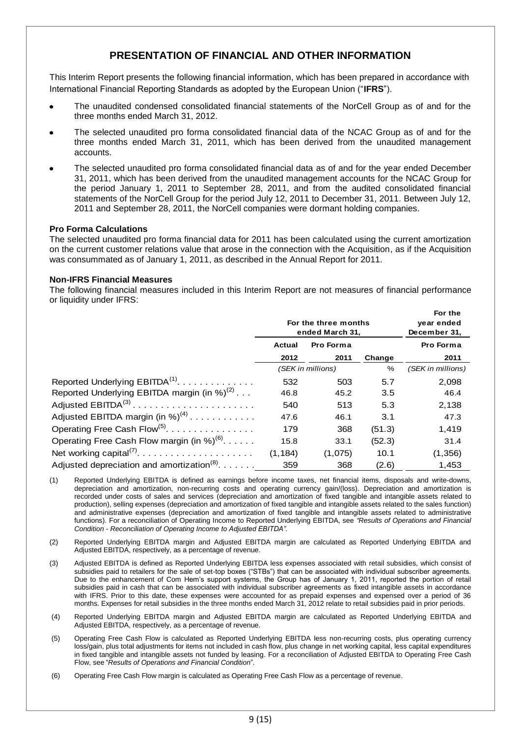# PRESENTATION OF FINANCIAL AND OTHER INFORMATION

This Interim Report presents the following financial information, which has been prepared in accordance with International Financial Reporting Standards as adopted by the European Union ("**IFRS**").

- The unaudited condensed consolidated financial statements of the NorCell Group as of and for the three months ended March 31, 2012.
- The selected unaudited pro forma consolidated financial data of the NCAC Group as of and for the three months ended March 31, 2011, which has been derived from the unaudited management accounts.
- The selected unaudited pro forma consolidated financial data as of and for the year ended December 31, 2011, which has been derived from the unaudited management accounts for the NCAC Group for the period January 1, 2011 to September 28, 2011, and from the audited consolidated financial statements of the NorCell Group for the period July 12, 2011 to December 31, 2011. Between July 12, 2011 and September 28, 2011, the NorCell companies were dormant holding companies.

**Pro Forma Calculations**

The selected unaudited pro forma financial data for 2011 has been calculated using the current amortization on the current customer relations value that arose in the connection with the Acquisition, as if the Acquisition was consummated as of January 1, 2011, as described in the Annual Report for 2011.

**Non-IFRS Financial Measures**

The following financial measures included in this Interim Report are not measures of financial performance or liquidity under IFRS:

| | For the three months ended March 31, | | | For the year ended December 31, |
|---|---|---|---|---|
| | Actual | Pro Forma | | Pro Forma |
| | 2012 | 2011 | Change | 2011 |
| | (SEK in millions) | | % | (SEK in millions) |
| Reported Underlying EBITDA[(1)] | 532 | 503 | 5.7 | 2,098 |
| Reported Underlying EBITDA margin (in %)[(2)] | 46.8 | 45.2 | 3.5 | 46.4 |
| Adjusted EBITDA[(3)] | 540 | 513 | 5.3 | 2,138 |
| Adjusted EBITDA margin (in %)[(4)] | 47.6 | 46.1 | 3.1 | 47.3 |
| Operating Free Cash Flow[(5)] | 179 | 368 | (51.3) | 1,419 |
| Operating Free Cash Flow margin (in %)[(6)] | 15.8 | 33.1 | (52.3) | 31.4 |
| Net working capital[(7)] | (1,184) | (1,075) | 10.1 | (1,356) |
| Adjusted depreciation and amortization[(8)] | 359 | 368 | (2.6) | 1,453 |

(1) Reported Underlying EBITDA is defined as earnings before income taxes, net financial items, disposals and write-downs, depreciation and amortization, non-recurring costs and operating currency gain/(loss). Depreciation and amortization is recorded under costs of sales and services (depreciation and amortization of fixed tangible and intangible assets related to production), selling expenses (depreciation and amortization of fixed tangible and intangible assets related to the sales function) and administrative expenses (depreciation and amortization of fixed tangible and intangible assets related to administrative functions). For a reconciliation of Operating Income to Reported Underlying EBITDA, see *"Results of Operations and Financial Condition - Reconciliation of Operating Income to Adjusted EBITDA"*.

(2) Reported Underlying EBITDA margin and Adjusted EBITDA margin are calculated as Reported Underlying EBITDA and Adjusted EBITDA, respectively, as a percentage of revenue.

(3) Adjusted EBITDA is defined as Reported Underlying EBITDA less expenses associated with retail subsidies, which consist of subsidies paid to retailers for the sale of set-top boxes ("STBs") that can be associated with individual subscriber agreements. Due to the enhancement of Com Hem's support systems, the Group has of January 1, 2011, reported the portion of retail subsidies paid in cash that can be associated with individual subscriber agreements as fixed intangible assets in accordance with IFRS. Prior to this date, these expenses were accounted for as prepaid expenses and expensed over a period of 36 months. Expenses for retail subsidies in the three months ended March 31, 2012 relate to retail subsidies paid in prior periods.

(4) Reported Underlying EBITDA margin and Adjusted EBITDA margin are calculated as Reported Underlying EBITDA and Adjusted EBITDA, respectively, as a percentage of revenue.

(5) Operating Free Cash Flow is calculated as Reported Underlying EBITDA less non-recurring costs, plus operating currency loss/gain, plus total adjustments for items not included in cash flow, plus change in net working capital, less capital expenditures in fixed tangible and intangible assets not funded by leasing. For a reconciliation of Adjusted EBITDA to Operating Free Cash Flow, see "*Results of Operations and Financial Condition*".

(6) Operating Free Cash Flow margin is calculated as Operating Free Cash Flow as a percentage of revenue.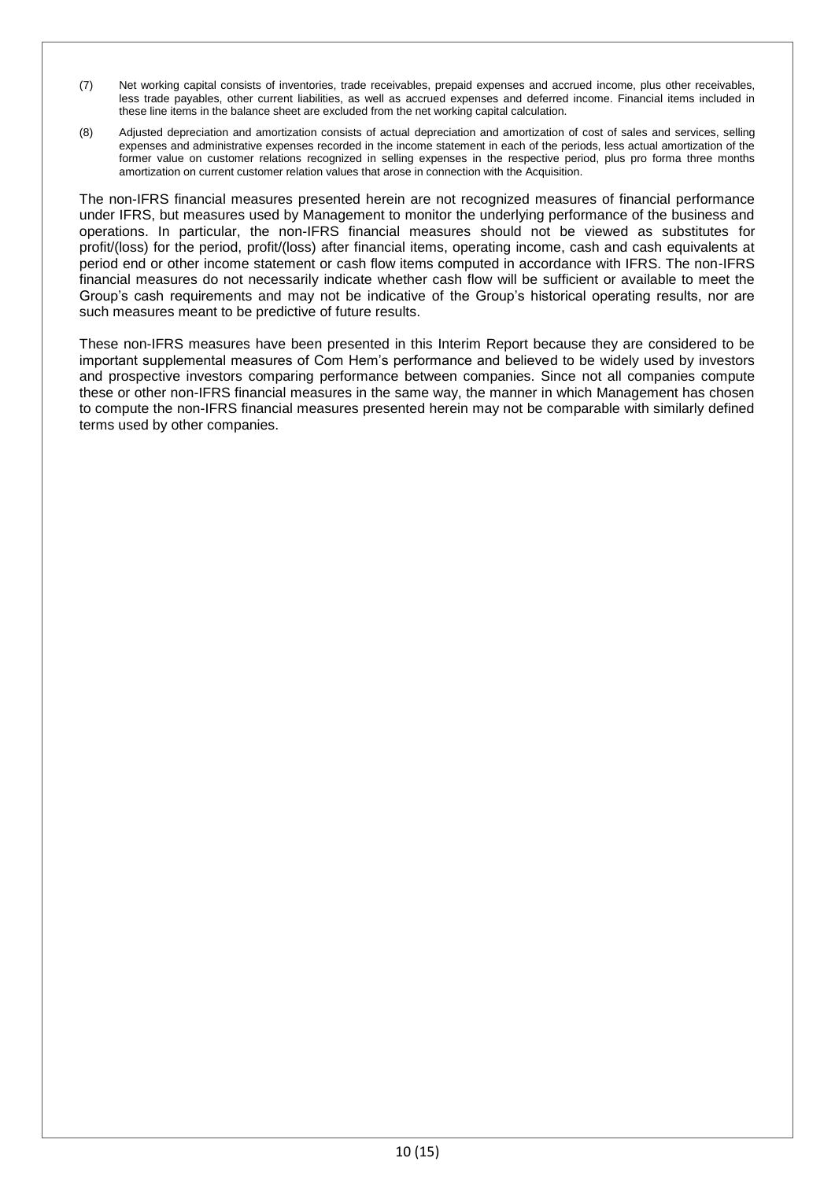(7) Net working capital consists of inventories, trade receivables, prepaid expenses and accrued income, plus other receivables, less trade payables, other current liabilities, as well as accrued expenses and deferred income. Financial items included in these line items in the balance sheet are excluded from the net working capital calculation.

(8) Adjusted depreciation and amortization consists of actual depreciation and amortization of cost of sales and services, selling expenses and administrative expenses recorded in the income statement in each of the periods, less actual amortization of the former value on customer relations recognized in selling expenses in the respective period, plus pro forma three months amortization on current customer relation values that arose in connection with the Acquisition.

The non-IFRS financial measures presented herein are not recognized measures of financial performance under IFRS, but measures used by Management to monitor the underlying performance of the business and operations. In particular, the non-IFRS financial measures should not be viewed as substitutes for profit/(loss) for the period, profit/(loss) after financial items, operating income, cash and cash equivalents at period end or other income statement or cash flow items computed in accordance with IFRS. The non-IFRS financial measures do not necessarily indicate whether cash flow will be sufficient or available to meet the Group's cash requirements and may not be indicative of the Group's historical operating results, nor are such measures meant to be predictive of future results.

These non-IFRS measures have been presented in this Interim Report because they are considered to be important supplemental measures of Com Hem's performance and believed to be widely used by investors and prospective investors comparing performance between companies. Since not all companies compute these or other non-IFRS financial measures in the same way, the manner in which Management has chosen to compute the non-IFRS financial measures presented herein may not be comparable with similarly defined terms used by other companies.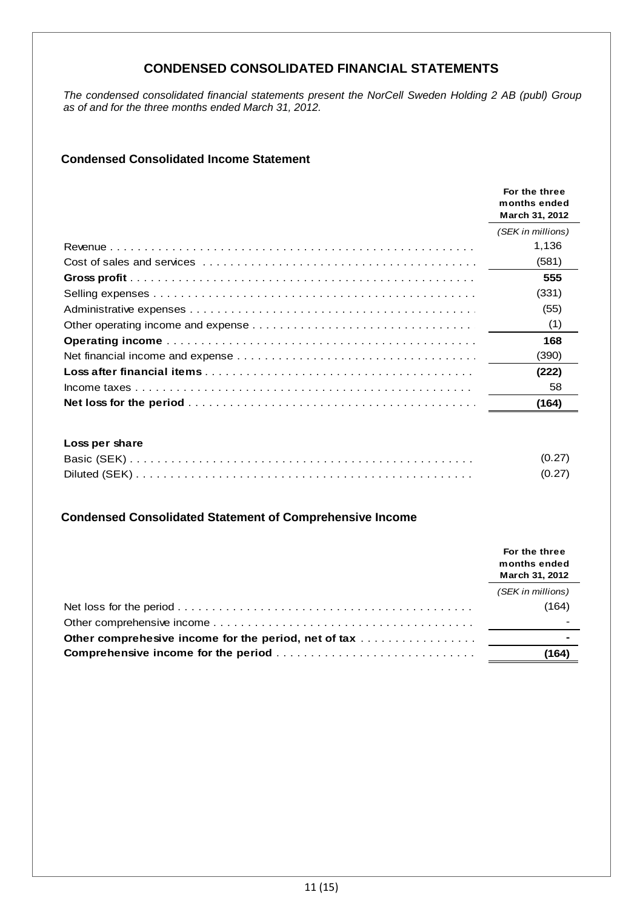## CONDENSED CONSOLIDATED FINANCIAL STATEMENTS

*The condensed consolidated financial statements present the NorCell Sweden Holding 2 AB (publ) Group as of and for the three months ended March 31, 2012.*

### Condensed Consolidated Income Statement

| | For the three months ended March 31, 2012 |
|---|---|
| | *(SEK in millions)* |
| Revenue | 1,136 |
| Cost of sales and services | (581) |
| **Gross profit** | **555** |
| Selling expenses | (331) |
| Administrative expenses | (55) |
| Other operating income and expense | (1) |
| **Operating income** | **168** |
| Net financial income and expense | (390) |
| **Loss after financial items** | **(222)** |
| Income taxes | 58 |
| **Net loss for the period** | **(164)** |
| | |
| **Loss per share** | |
| Basic (SEK) | (0.27) |
| Diluted (SEK) | (0.27) |

### Condensed Consolidated Statement of Comprehensive Income

| | For the three months ended March 31, 2012 |
|---|---|
| | *(SEK in millions)* |
| Net loss for the period | (164) |
| Other comprehensive income | - |
| **Other comprehesive income for the period, net of tax** | **-** |
| **Comprehensive income for the period** | **(164)** |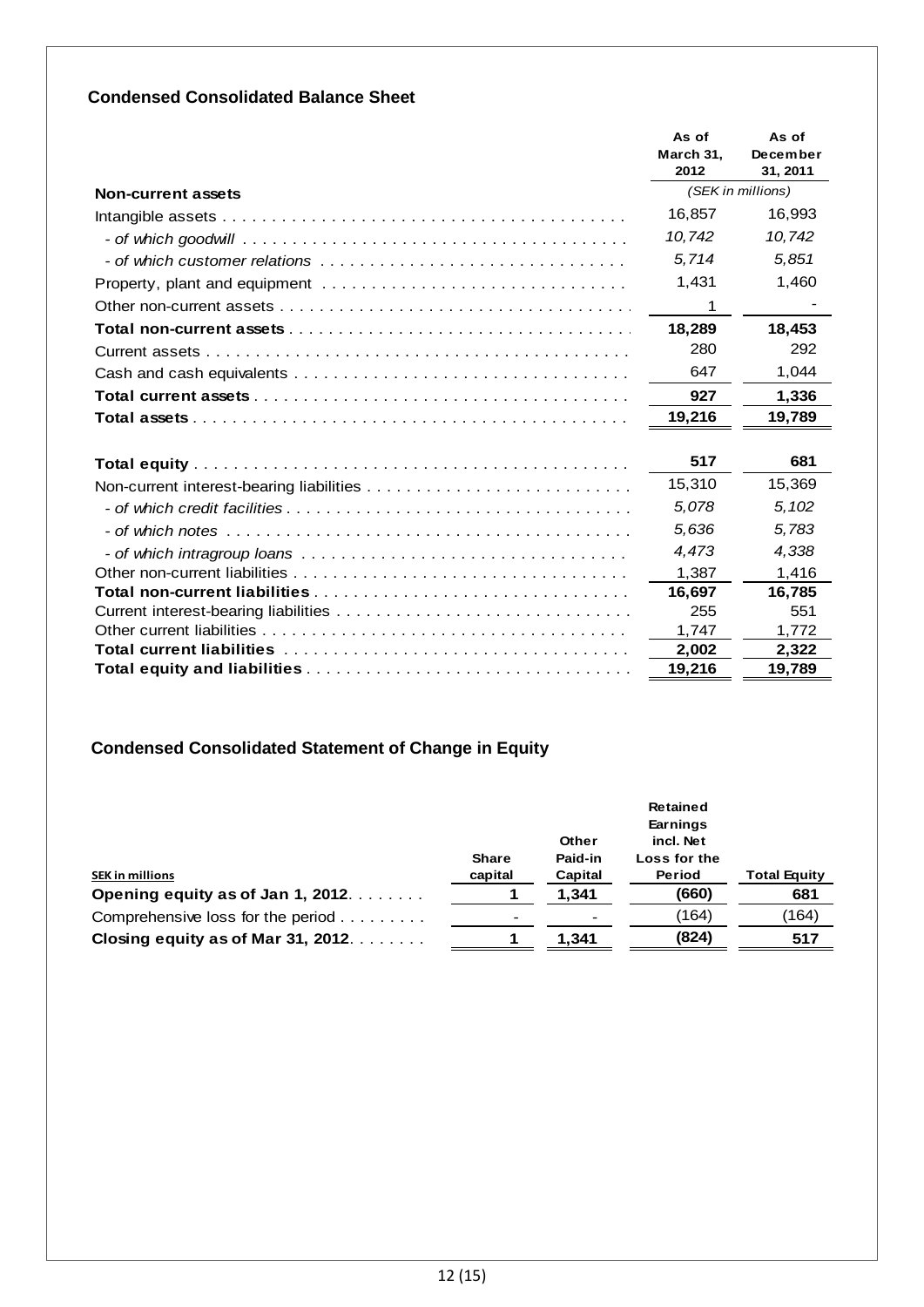## Condensed Consolidated Balance Sheet

| | As of March 31, 2012 | As of December 31, 2011 |
|---|---|---|
| **Non-current assets** | *(SEK in millions)* | |
| Intangible assets | 16,857 | 16,993 |
| *- of which goodwill* | *10,742* | *10,742* |
| *- of which customer relations* | *5,714* | *5,851* |
| Property, plant and equipment | 1,431 | 1,460 |
| Other non-current assets | 1 | - |
| **Total non-current assets** | **18,289** | **18,453** |
| Current assets | 280 | 292 |
| Cash and cash equivalents | 647 | 1,044 |
| **Total current assets** | **927** | **1,336** |
| **Total assets** | **19,216** | **19,789** |
| | | |
| **Total equity** | **517** | **681** |
| Non-current interest-bearing liabilities | 15,310 | 15,369 |
| *- of which credit facilities* | *5,078* | *5,102* |
| *- of which notes* | *5,636* | *5,783* |
| *- of which intragroup loans* | *4,473* | *4,338* |
| Other non-current liabilities | 1,387 | 1,416 |
| **Total non-current liabilities** | **16,697** | **16,785** |
| Current interest-bearing liabilities | 255 | 551 |
| Other current liabilities | 1,747 | 1,772 |
| **Total current liabilities** | **2,002** | **2,322** |
| **Total equity and liabilities** | **19,216** | **19,789** |

## Condensed Consolidated Statement of Change in Equity

| SEK in millions | Share capital | Other Paid-in Capital | Retained Earnings incl. Net Loss for the Period | Total Equity |
|---|---|---|---|---|
| **Opening equity as of Jan 1, 2012** | **1** | **1,341** | **(660)** | **681** |
| Comprehensive loss for the period | - | - | (164) | (164) |
| **Closing equity as of Mar 31, 2012** | **1** | **1,341** | **(824)** | **517** |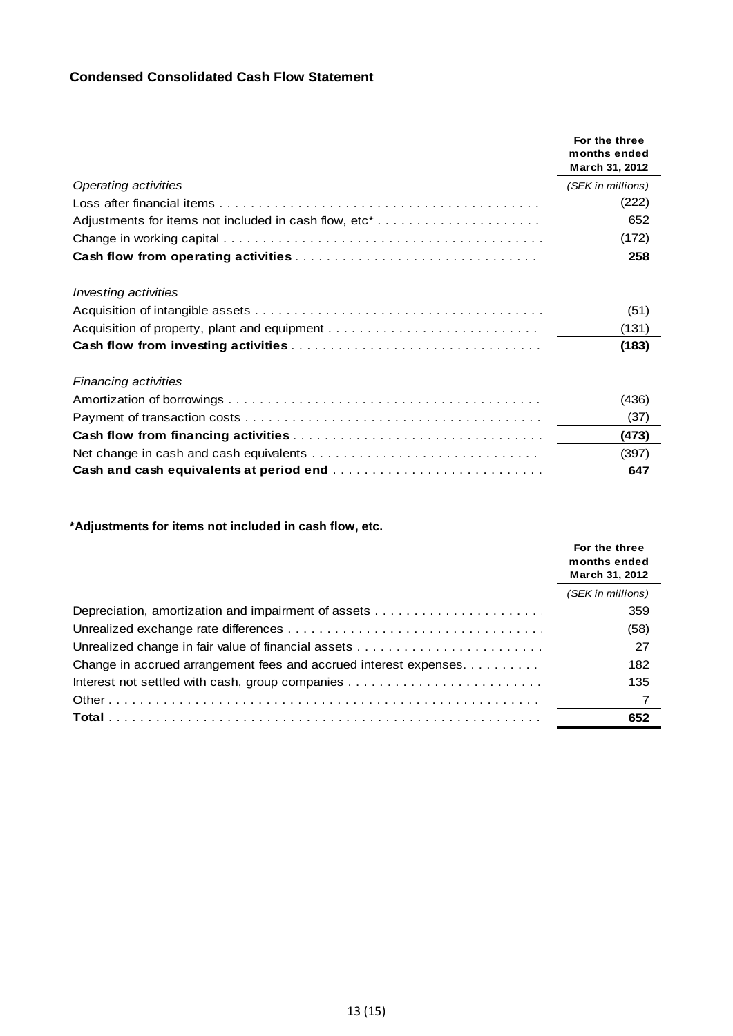## Condensed Consolidated Cash Flow Statement

| | For the three months ended March 31, 2012 |
|---|---|
| *Operating activities* | *(SEK in millions)* |
| Loss after financial items | (222) |
| Adjustments for items not included in cash flow, etc* | 652 |
| Change in working capital | (172) |
| **Cash flow from operating activities** | **258** |
| *Investing activities* | |
| Acquisition of intangible assets | (51) |
| Acquisition of property, plant and equipment | (131) |
| **Cash flow from investing activities** | **(183)** |
| *Financing activities* | |
| Amortization of borrowings | (436) |
| Payment of transaction costs | (37) |
| **Cash flow from financing activities** | **(473)** |
| Net change in cash and cash equivalents | (397) |
| **Cash and cash equivalents at period end** | **647** |

**\*Adjustments for items not included in cash flow, etc.**

| | For the three months ended March 31, 2012 |
|---|---|
| | *(SEK in millions)* |
| Depreciation, amortization and impairment of assets | 359 |
| Unrealized exchange rate differences | (58) |
| Unrealized change in fair value of financial assets | 27 |
| Change in accrued arrangement fees and accrued interest expenses | 182 |
| Interest not settled with cash, group companies | 135 |
| Other | 7 |
| **Total** | **652** |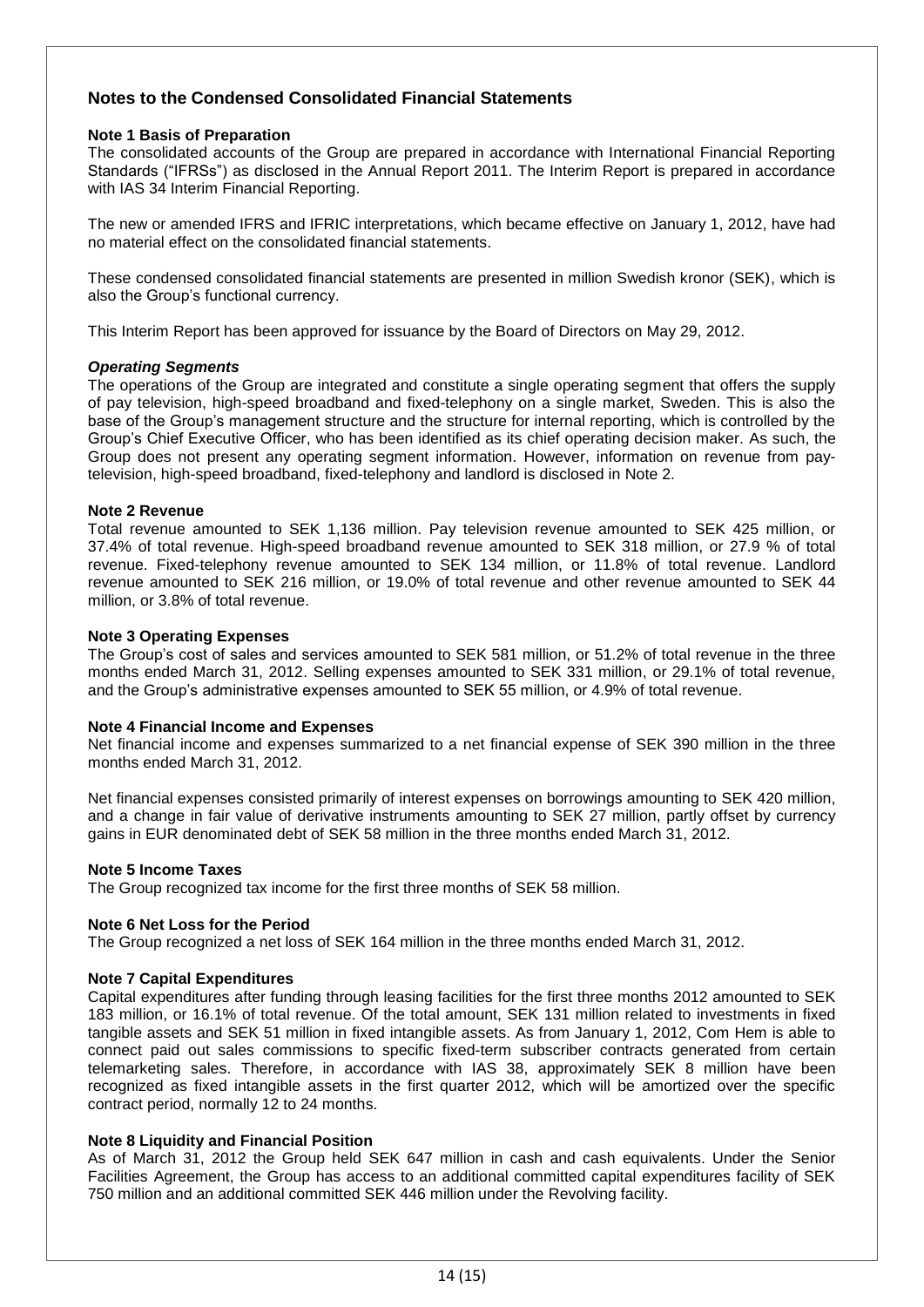## Notes to the Condensed Consolidated Financial Statements

### Note 1 Basis of Preparation

The consolidated accounts of the Group are prepared in accordance with International Financial Reporting Standards ("IFRSs") as disclosed in the Annual Report 2011. The Interim Report is prepared in accordance with IAS 34 Interim Financial Reporting.

The new or amended IFRS and IFRIC interpretations, which became effective on January 1, 2012, have had no material effect on the consolidated financial statements.

These condensed consolidated financial statements are presented in million Swedish kronor (SEK), which is also the Group's functional currency.

This Interim Report has been approved for issuance by the Board of Directors on May 29, 2012.

***Operating Segments***

The operations of the Group are integrated and constitute a single operating segment that offers the supply of pay television, high-speed broadband and fixed-telephony on a single market, Sweden. This is also the base of the Group's management structure and the structure for internal reporting, which is controlled by the Group's Chief Executive Officer, who has been identified as its chief operating decision maker. As such, the Group does not present any operating segment information. However, information on revenue from pay-television, high-speed broadband, fixed-telephony and landlord is disclosed in Note 2.

### Note 2 Revenue

Total revenue amounted to SEK 1,136 million. Pay television revenue amounted to SEK 425 million, or 37.4% of total revenue. High-speed broadband revenue amounted to SEK 318 million, or 27.9 % of total revenue. Fixed-telephony revenue amounted to SEK 134 million, or 11.8% of total revenue. Landlord revenue amounted to SEK 216 million, or 19.0% of total revenue and other revenue amounted to SEK 44 million, or 3.8% of total revenue.

### Note 3 Operating Expenses

The Group's cost of sales and services amounted to SEK 581 million, or 51.2% of total revenue in the three months ended March 31, 2012. Selling expenses amounted to SEK 331 million, or 29.1% of total revenue, and the Group's administrative expenses amounted to SEK 55 million, or 4.9% of total revenue.

### Note 4 Financial Income and Expenses

Net financial income and expenses summarized to a net financial expense of SEK 390 million in the three months ended March 31, 2012.

Net financial expenses consisted primarily of interest expenses on borrowings amounting to SEK 420 million, and a change in fair value of derivative instruments amounting to SEK 27 million, partly offset by currency gains in EUR denominated debt of SEK 58 million in the three months ended March 31, 2012.

### Note 5 Income Taxes

The Group recognized tax income for the first three months of SEK 58 million.

### Note 6 Net Loss for the Period

The Group recognized a net loss of SEK 164 million in the three months ended March 31, 2012.

### Note 7 Capital Expenditures

Capital expenditures after funding through leasing facilities for the first three months 2012 amounted to SEK 183 million, or 16.1% of total revenue. Of the total amount, SEK 131 million related to investments in fixed tangible assets and SEK 51 million in fixed intangible assets. As from January 1, 2012, Com Hem is able to connect paid out sales commissions to specific fixed-term subscriber contracts generated from certain telemarketing sales. Therefore, in accordance with IAS 38, approximately SEK 8 million have been recognized as fixed intangible assets in the first quarter 2012, which will be amortized over the specific contract period, normally 12 to 24 months.

### Note 8 Liquidity and Financial Position

As of March 31, 2012 the Group held SEK 647 million in cash and cash equivalents. Under the Senior Facilities Agreement, the Group has access to an additional committed capital expenditures facility of SEK 750 million and an additional committed SEK 446 million under the Revolving facility.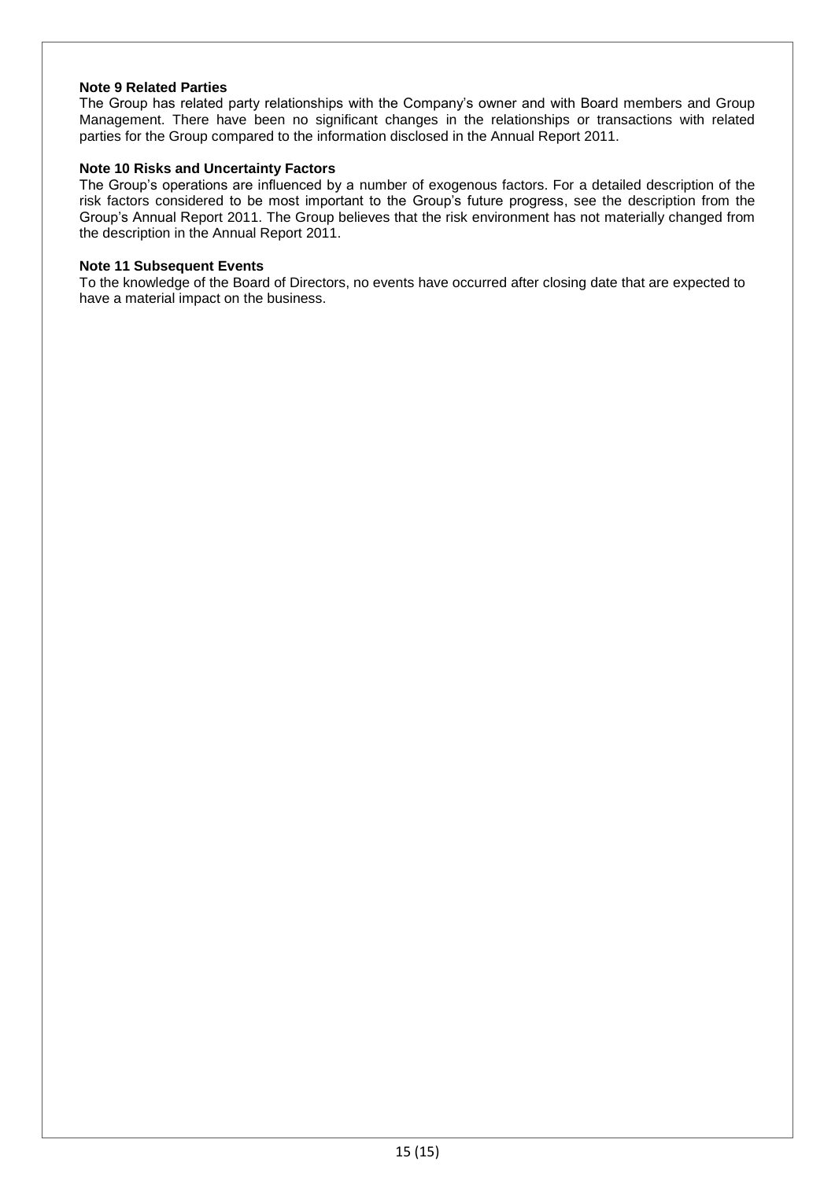**Note 9 Related Parties**

The Group has related party relationships with the Company's owner and with Board members and Group Management. There have been no significant changes in the relationships or transactions with related parties for the Group compared to the information disclosed in the Annual Report 2011.

**Note 10 Risks and Uncertainty Factors**

The Group's operations are influenced by a number of exogenous factors. For a detailed description of the risk factors considered to be most important to the Group's future progress, see the description from the Group's Annual Report 2011. The Group believes that the risk environment has not materially changed from the description in the Annual Report 2011.

**Note 11 Subsequent Events**

To the knowledge of the Board of Directors, no events have occurred after closing date that are expected to have a material impact on the business.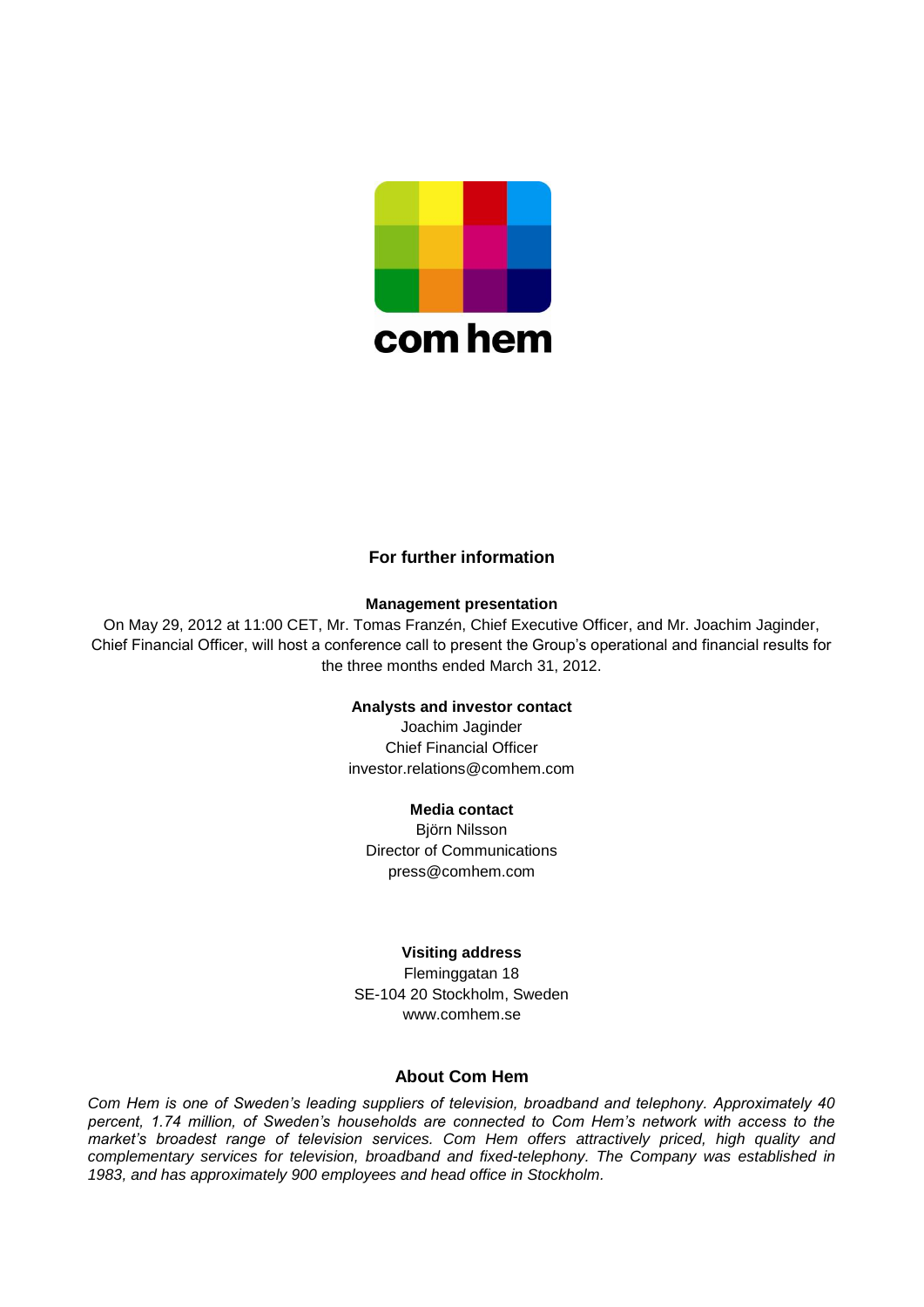com hem

## For further information

**Management presentation**

On May 29, 2012 at 11:00 CET, Mr. Tomas Franzén, Chief Executive Officer, and Mr. Joachim Jaginder, Chief Financial Officer, will host a conference call to present the Group's operational and financial results for the three months ended March 31, 2012.

**Analysts and investor contact**

Joachim Jaginder
Chief Financial Officer
investor.relations@comhem.com

**Media contact**

Björn Nilsson
Director of Communications
press@comhem.com

**Visiting address**

Fleminggatan 18
SE-104 20 Stockholm, Sweden
www.comhem.se

## About Com Hem

*Com Hem is one of Sweden's leading suppliers of television, broadband and telephony. Approximately 40 percent, 1.74 million, of Sweden's households are connected to Com Hem's network with access to the market's broadest range of television services. Com Hem offers attractively priced, high quality and complementary services for television, broadband and fixed-telephony. The Company was established in 1983, and has approximately 900 employees and head office in Stockholm.*